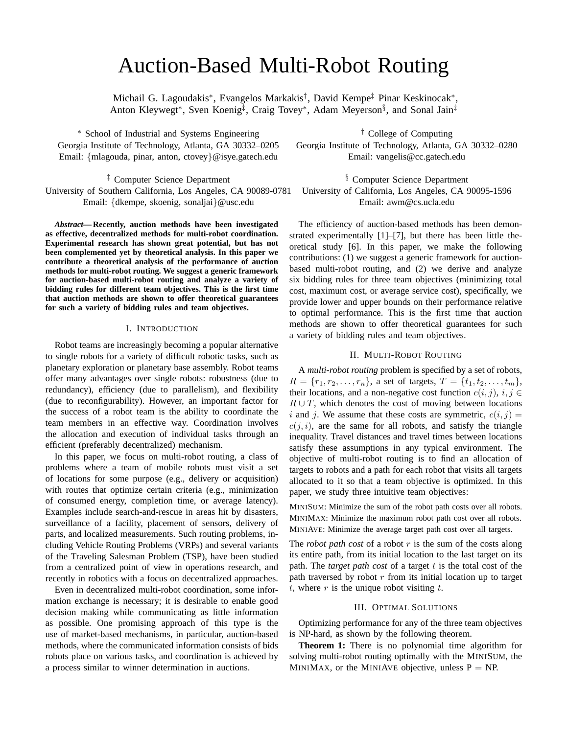# Auction-Based Multi-Robot Routing

Michail G. Lagoudakis[*], Evangelos Markakis[†], David Kempe[‡] Pinar Keskinocak[*], Anton Kleywegt[*], Sven Koenig[‡], Craig Tovey[*], Adam Meyerson[§], and Sonal Jain[‡]

[*] School of Industrial and Systems Engineering
Georgia Institute of Technology, Atlanta, GA 30332–0205
Email: {mlagouda, pinar, anton, ctovey}@isye.gatech.edu

[†] College of Computing
Georgia Institute of Technology, Atlanta, GA 30332–0280
Email: vangelis@cc.gatech.edu

[‡] Computer Science Department
University of Southern California, Los Angeles, CA 90089-0781
Email: {dkempe, skoenig, sonaljai}@usc.edu

[§] Computer Science Department
University of California, Los Angeles, CA 90095-1596
Email: awm@cs.ucla.edu

***Abstract*— Recently, auction methods have been investigated as effective, decentralized methods for multi-robot coordination. Experimental research has shown great potential, but has not been complemented yet by theoretical analysis. In this paper we contribute a theoretical analysis of the performance of auction methods for multi-robot routing. We suggest a generic framework for auction-based multi-robot routing and analyze a variety of bidding rules for different team objectives. This is the first time that auction methods are shown to offer theoretical guarantees for such a variety of bidding rules and team objectives.**

## I. Introduction

Robot teams are increasingly becoming a popular alternative to single robots for a variety of difficult robotic tasks, such as planetary exploration or planetary base assembly. Robot teams offer many advantages over single robots: robustness (due to redundancy), efficiency (due to parallelism), and flexibility (due to reconfigurability). However, an important factor for the success of a robot team is the ability to coordinate the team members in an effective way. Coordination involves the allocation and execution of individual tasks through an efficient (preferably decentralized) mechanism.

In this paper, we focus on multi-robot routing, a class of problems where a team of mobile robots must visit a set of locations for some purpose (e.g., delivery or acquisition) with routes that optimize certain criteria (e.g., minimization of consumed energy, completion time, or average latency). Examples include search-and-rescue in areas hit by disasters, surveillance of a facility, placement of sensors, delivery of parts, and localized measurements. Such routing problems, including Vehicle Routing Problems (VRPs) and several variants of the Traveling Salesman Problem (TSP), have been studied from a centralized point of view in operations research, and recently in robotics with a focus on decentralized approaches.

Even in decentralized multi-robot coordination, some information exchange is necessary; it is desirable to enable good decision making while communicating as little information as possible. One promising approach of this type is the use of market-based mechanisms, in particular, auction-based methods, where the communicated information consists of bids robots place on various tasks, and coordination is achieved by a process similar to winner determination in auctions.

The efficiency of auction-based methods has been demonstrated experimentally [1]–[7], but there has been little theoretical study [6]. In this paper, we make the following contributions: (1) we suggest a generic framework for auction-based multi-robot routing, and (2) we derive and analyze six bidding rules for three team objectives (minimizing total cost, maximum cost, or average service cost), specifically, we provide lower and upper bounds on their performance relative to optimal performance. This is the first time that auction methods are shown to offer theoretical guarantees for such a variety of bidding rules and team objectives.

## II. Multi-Robot Routing

A *multi-robot routing* problem is specified by a set of robots, $R = \{r_1, r_2, \ldots, r_n\}$, a set of targets, $T = \{t_1, t_2, \ldots, t_m\}$, their locations, and a non-negative cost function $c(i,j)$, $i,j \in R \cup T$, which denotes the cost of moving between locations $i$ and $j$. We assume that these costs are symmetric, $c(i,j) = c(j,i)$, are the same for all robots, and satisfy the triangle inequality. Travel distances and travel times between locations satisfy these assumptions in any typical environment. The objective of multi-robot routing is to find an allocation of targets to robots and a path for each robot that visits all targets allocated to it so that a team objective is optimized. In this paper, we study three intuitive team objectives:

MINISUM: Minimize the sum of the robot path costs over all robots.
MINIMAX: Minimize the maximum robot path cost over all robots.
MINIAVE: Minimize the average target path cost over all targets.

The *robot path cost* of a robot $r$ is the sum of the costs along its entire path, from its initial location to the last target on its path. The *target path cost* of a target $t$ is the total cost of the path traversed by robot $r$ from its initial location up to target $t$, where $r$ is the unique robot visiting $t$.

## III. Optimal Solutions

Optimizing performance for any of the three team objectives is NP-hard, as shown by the following theorem.

**Theorem 1:** There is no polynomial time algorithm for solving multi-robot routing optimally with the MINISUM, the MINIMAX, or the MINIAVE objective, unless P = NP.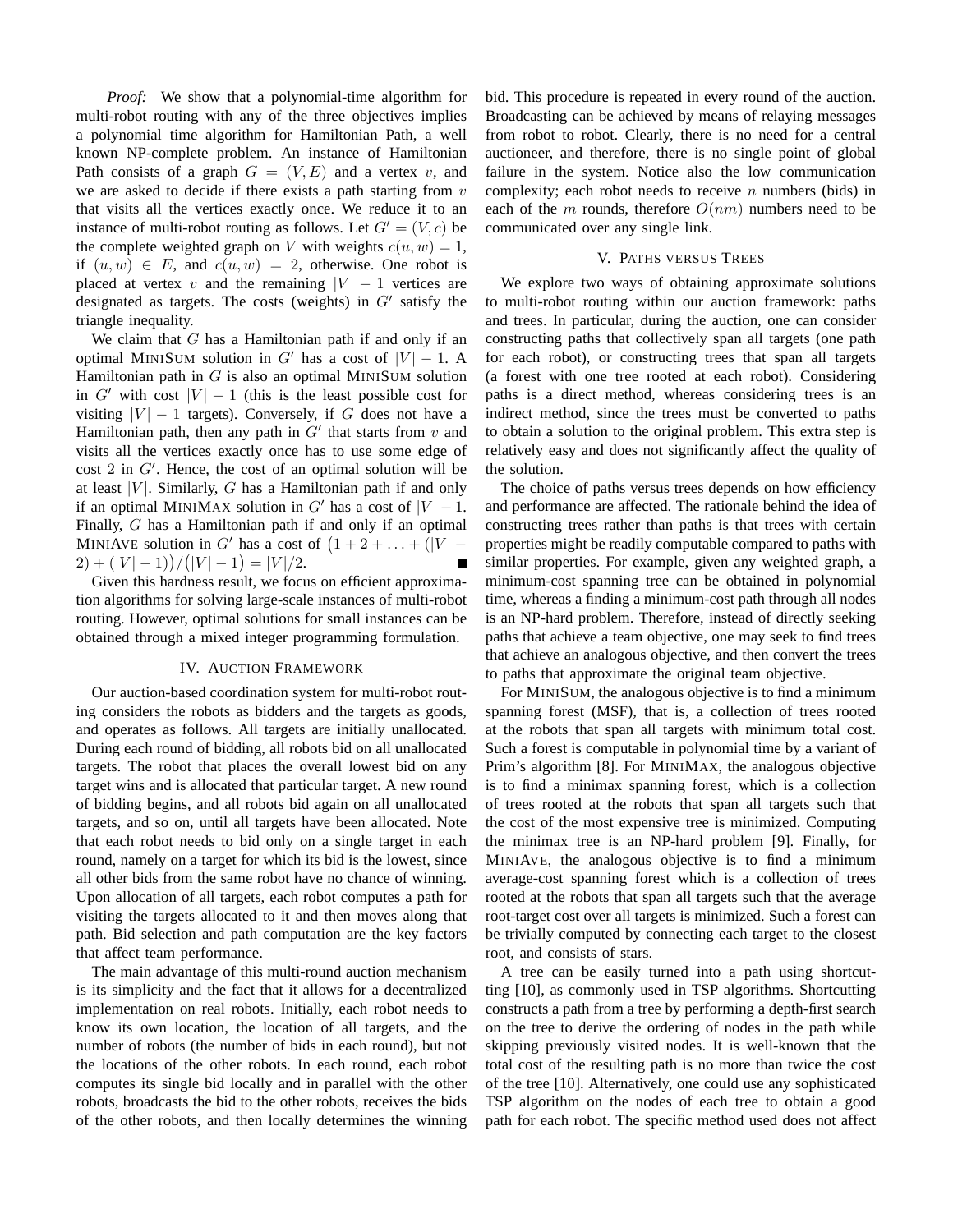*Proof:* We show that a polynomial-time algorithm for multi-robot routing with any of the three objectives implies a polynomial time algorithm for Hamiltonian Path, a well known NP-complete problem. An instance of Hamiltonian Path consists of a graph $G = (V, E)$ and a vertex $v$, and we are asked to decide if there exists a path starting from $v$ that visits all the vertices exactly once. We reduce it to an instance of multi-robot routing as follows. Let $G' = (V, c)$ be the complete weighted graph on $V$ with weights $c(u, w) = 1$, if $(u, w) \in E$, and $c(u, w) = 2$, otherwise. One robot is placed at vertex $v$ and the remaining $|V| - 1$ vertices are designated as targets. The costs (weights) in $G'$ satisfy the triangle inequality.

We claim that $G$ has a Hamiltonian path if and only if an optimal MINISUM solution in $G'$ has a cost of $|V| - 1$. A Hamiltonian path in $G$ is also an optimal MINISUM solution in $G'$ with cost $|V| - 1$ (this is the least possible cost for visiting $|V| - 1$ targets). Conversely, if $G$ does not have a Hamiltonian path, then any path in $G'$ that starts from $v$ and visits all the vertices exactly once has to use some edge of cost 2 in $G'$. Hence, the cost of an optimal solution will be at least $|V|$. Similarly, $G$ has a Hamiltonian path if and only if an optimal MINIMAX solution in $G'$ has a cost of $|V| - 1$. Finally, $G$ has a Hamiltonian path if and only if an optimal MINIAVE solution in $G'$ has a cost of $\big(1 + 2 + \ldots + (|V| - 2) + (|V| - 1)\big)/\big(|V| - 1\big) = |V|/2$. ∎

Given this hardness result, we focus on efficient approximation algorithms for solving large-scale instances of multi-robot routing. However, optimal solutions for small instances can be obtained through a mixed integer programming formulation.

## IV. Auction Framework

Our auction-based coordination system for multi-robot routing considers the robots as bidders and the targets as goods, and operates as follows. All targets are initially unallocated. During each round of bidding, all robots bid on all unallocated targets. The robot that places the overall lowest bid on any target wins and is allocated that particular target. A new round of bidding begins, and all robots bid again on all unallocated targets, and so on, until all targets have been allocated. Note that each robot needs to bid only on a single target in each round, namely on a target for which its bid is the lowest, since all other bids from the same robot have no chance of winning. Upon allocation of all targets, each robot computes a path for visiting the targets allocated to it and then moves along that path. Bid selection and path computation are the key factors that affect team performance.

The main advantage of this multi-round auction mechanism is its simplicity and the fact that it allows for a decentralized implementation on real robots. Initially, each robot needs to know its own location, the location of all targets, and the number of robots (the number of bids in each round), but not the locations of the other robots. In each round, each robot computes its single bid locally and in parallel with the other robots, broadcasts the bid to the other robots, receives the bids of the other robots, and then locally determines the winning bid. This procedure is repeated in every round of the auction. Broadcasting can be achieved by means of relaying messages from robot to robot. Clearly, there is no need for a central auctioneer, and therefore, there is no single point of global failure in the system. Notice also the low communication complexity; each robot needs to receive $n$ numbers (bids) in each of the $m$ rounds, therefore $O(nm)$ numbers need to be communicated over any single link.

## V. Paths versus Trees

We explore two ways of obtaining approximate solutions to multi-robot routing within our auction framework: paths and trees. In particular, during the auction, one can consider constructing paths that collectively span all targets (one path for each robot), or constructing trees that span all targets (a forest with one tree rooted at each robot). Considering paths is a direct method, whereas considering trees is an indirect method, since the trees must be converted to paths to obtain a solution to the original problem. This extra step is relatively easy and does not significantly affect the quality of the solution.

The choice of paths versus trees depends on how efficiency and performance are affected. The rationale behind the idea of constructing trees rather than paths is that trees with certain properties might be readily computable compared to paths with similar properties. For example, given any weighted graph, a minimum-cost spanning tree can be obtained in polynomial time, whereas a finding a minimum-cost path through all nodes is an NP-hard problem. Therefore, instead of directly seeking paths that achieve a team objective, one may seek to find trees that achieve an analogous objective, and then convert the trees to paths that approximate the original team objective.

For MINISUM, the analogous objective is to find a minimum spanning forest (MSF), that is, a collection of trees rooted at the robots that span all targets with minimum total cost. Such a forest is computable in polynomial time by a variant of Prim's algorithm [8]. For MINIMAX, the analogous objective is to find a minimax spanning forest, which is a collection of trees rooted at the robots that span all targets such that the cost of the most expensive tree is minimized. Computing the minimax tree is an NP-hard problem [9]. Finally, for MINIAVE, the analogous objective is to find a minimum average-cost spanning forest which is a collection of trees rooted at the robots that span all targets such that the average root-target cost over all targets is minimized. Such a forest can be trivially computed by connecting each target to the closest root, and consists of stars.

A tree can be easily turned into a path using shortcutting [10], as commonly used in TSP algorithms. Shortcutting constructs a path from a tree by performing a depth-first search on the tree to derive the ordering of nodes in the path while skipping previously visited nodes. It is well-known that the total cost of the resulting path is no more than twice the cost of the tree [10]. Alternatively, one could use any sophisticated TSP algorithm on the nodes of each tree to obtain a good path for each robot. The specific method used does not affect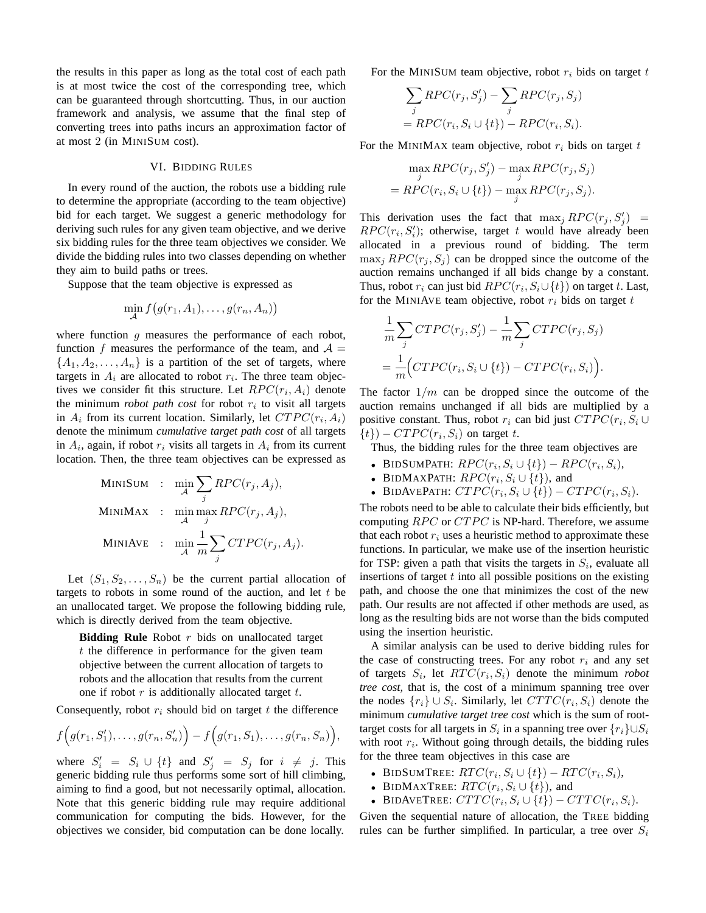the results in this paper as long as the total cost of each path is at most twice the cost of the corresponding tree, which can be guaranteed through shortcutting. Thus, in our auction framework and analysis, we assume that the final step of converting trees into paths incurs an approximation factor of at most 2 (in MINISUM cost).

## VI. Bidding Rules

In every round of the auction, the robots use a bidding rule to determine the appropriate (according to the team objective) bid for each target. We suggest a generic methodology for deriving such rules for any given team objective, and we derive six bidding rules for the three team objectives we consider. We divide the bidding rules into two classes depending on whether they aim to build paths or trees.

Suppose that the team objective is expressed as

$$\min_{\mathcal{A}} f\big(g(r_1, A_1), \ldots, g(r_n, A_n)\big)$$

where function $g$ measures the performance of each robot, function $f$ measures the performance of the team, and $\mathcal{A} = \{A_1, A_2, \ldots, A_n\}$ is a partition of the set of targets, where targets in $A_i$ are allocated to robot $r_i$. The three team objectives we consider fit this structure. Let $RPC(r_i, A_i)$ denote the minimum *robot path cost* for robot $r_i$ to visit all targets in $A_i$ from its current location. Similarly, let $CTPC(r_i, A_i)$ denote the minimum *cumulative target path cost* of all targets in $A_i$, again, if robot $r_i$ visits all targets in $A_i$ from its current location. Then, the three team objectives can be expressed as

$$\begin{aligned}
\text{MINISUM} &: \quad \min_{\mathcal{A}} \sum_j RPC(r_j, A_j), \\
\text{MINIMAX} &: \quad \min_{\mathcal{A}} \max_j RPC(r_j, A_j), \\
\text{MINIAVE} &: \quad \min_{\mathcal{A}} \frac{1}{m} \sum_j CTPC(r_j, A_j).
\end{aligned}$$

Let $(S_1, S_2, \ldots, S_n)$ be the current partial allocation of targets to robots in some round of the auction, and let $t$ be an unallocated target. We propose the following bidding rule, which is directly derived from the team objective.

> **Bidding Rule** Robot $r$ bids on unallocated target $t$ the difference in performance for the given team objective between the current allocation of targets to robots and the allocation that results from the current one if robot $r$ is additionally allocated target $t$.

Consequently, robot $r_i$ should bid on target $t$ the difference

$$f\Big(g(r_1, S_1'), \ldots, g(r_n, S_n')\Big) - f\Big(g(r_1, S_1), \ldots, g(r_n, S_n)\Big),$$

where $S_i' = S_i \cup \{t\}$ and $S_j' = S_j$ for $i \neq j$. This generic bidding rule thus performs some sort of hill climbing, aiming to find a good, but not necessarily optimal, allocation. Note that this generic bidding rule may require additional communication for computing the bids. However, for the objectives we consider, bid computation can be done locally.

For the MINISUM team objective, robot $r_i$ bids on target $t$

$$\begin{aligned}
&\sum_j RPC(r_j, S_j') - \sum_j RPC(r_j, S_j) \\
&= RPC(r_i, S_i \cup \{t\}) - RPC(r_i, S_i).
\end{aligned}$$

For the MINIMAX team objective, robot $r_i$ bids on target $t$

$$\begin{aligned}
&\max_j RPC(r_j, S_j') - \max_j RPC(r_j, S_j) \\
&= RPC(r_i, S_i \cup \{t\}) - \max_j RPC(r_j, S_j).
\end{aligned}$$

This derivation uses the fact that $\max_j RPC(r_j, S_j') = RPC(r_i, S_i')$; otherwise, target $t$ would have already been allocated in a previous round of bidding. The term $\max_j RPC(r_j, S_j)$ can be dropped since the outcome of the auction remains unchanged if all bids change by a constant. Thus, robot $r_i$ can just bid $RPC(r_i, S_i \cup \{t\})$ on target $t$. Last, for the MINIAVE team objective, robot $r_i$ bids on target $t$

$$\begin{aligned}
&\frac{1}{m} \sum_j CTPC(r_j, S_j') - \frac{1}{m} \sum_j CTPC(r_j, S_j) \\
&= \frac{1}{m}\Big(CTPC(r_i, S_i \cup \{t\}) - CTPC(r_i, S_i)\Big).
\end{aligned}$$

The factor $1/m$ can be dropped since the outcome of the auction remains unchanged if all bids are multiplied by a positive constant. Thus, robot $r_i$ can bid just $CTPC(r_i, S_i \cup \{t\}) - CTPC(r_i, S_i)$ on target $t$.

Thus, the bidding rules for the three team objectives are

- BIDSUMPATH: $RPC(r_i, S_i \cup \{t\}) - RPC(r_i, S_i)$,
- BIDMAXPATH: $RPC(r_i, S_i \cup \{t\})$, and
- BIDAVEPATH: $CTPC(r_i, S_i \cup \{t\}) - CTPC(r_i, S_i)$.

The robots need to be able to calculate their bids efficiently, but computing $RPC$ or $CTPC$ is NP-hard. Therefore, we assume that each robot $r_i$ uses a heuristic method to approximate these functions. In particular, we make use of the insertion heuristic for TSP: given a path that visits the targets in $S_i$, evaluate all insertions of target $t$ into all possible positions on the existing path, and choose the one that minimizes the cost of the new path. Our results are not affected if other methods are used, as long as the resulting bids are not worse than the bids computed using the insertion heuristic.

A similar analysis can be used to derive bidding rules for the case of constructing trees. For any robot $r_i$ and any set of targets $S_i$, let $RTC(r_i, S_i)$ denote the minimum *robot tree cost*, that is, the cost of a minimum spanning tree over the nodes $\{r_i\} \cup S_i$. Similarly, let $CTTC(r_i, S_i)$ denote the minimum *cumulative target tree cost* which is the sum of root-target costs for all targets in $S_i$ in a spanning tree over $\{r_i\} \cup S_i$ with root $r_i$. Without going through details, the bidding rules for the three team objectives in this case are

- BIDSUMTREE: $RTC(r_i, S_i \cup \{t\}) - RTC(r_i, S_i)$,
- BIDMAXTREE: $RTC(r_i, S_i \cup \{t\})$, and
- BIDAVETREE: $CTTC(r_i, S_i \cup \{t\}) - CTTC(r_i, S_i)$.

Given the sequential nature of allocation, the TREE bidding rules can be further simplified. In particular, a tree over $S_i$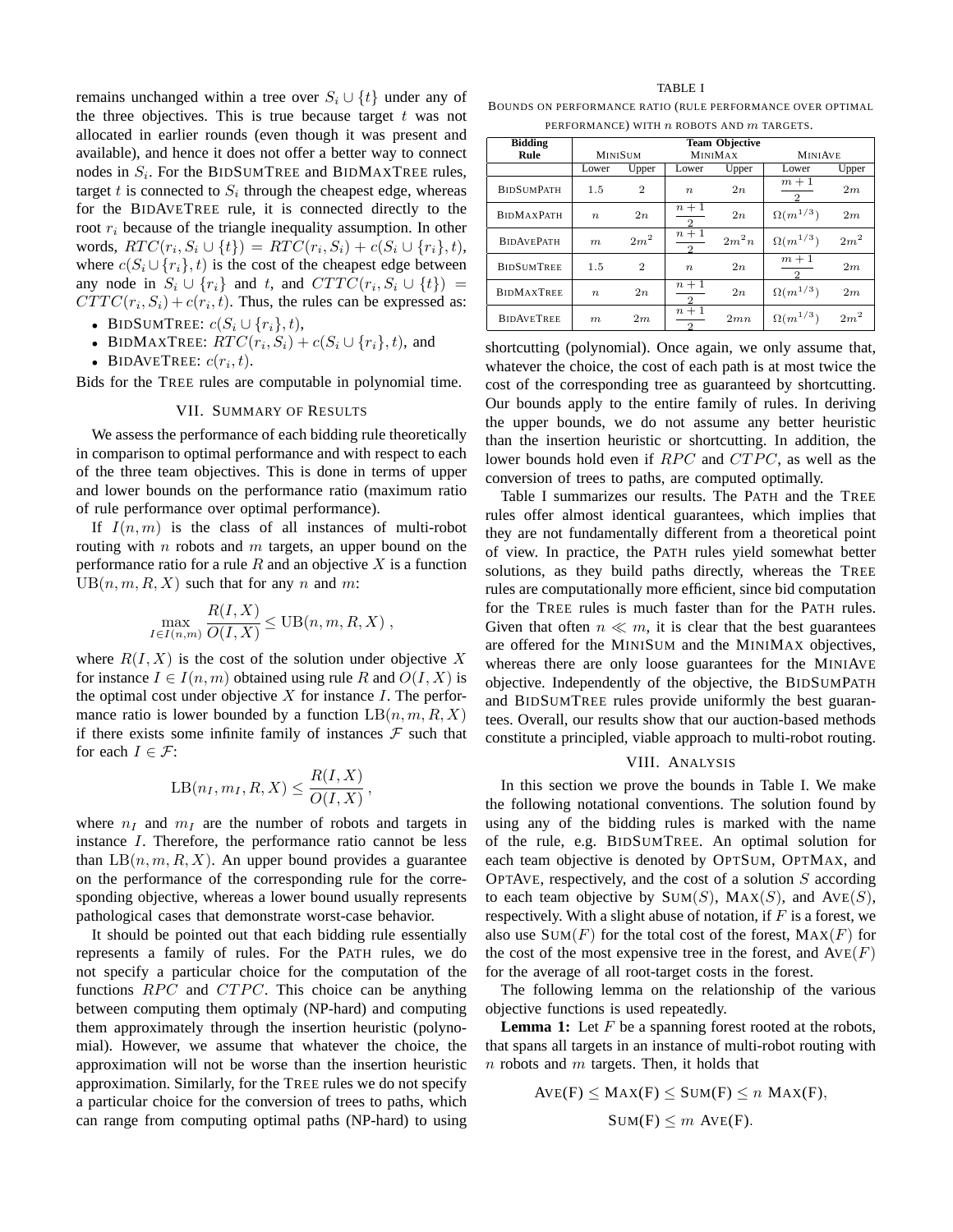remains unchanged within a tree over $S_i \cup \{t\}$ under any of the three objectives. This is true because target $t$ was not allocated in earlier rounds (even though it was present and available), and hence it does not offer a better way to connect nodes in $S_i$. For the BIDSUMTREE and BIDMAXTREE rules, target $t$ is connected to $S_i$ through the cheapest edge, whereas for the BIDAVETREE rule, it is connected directly to the root $r_i$ because of the triangle inequality assumption. In other words, $RTC(r_i, S_i \cup \{t\}) = RTC(r_i, S_i) + c(S_i \cup \{r_i\}, t)$, where $c(S_i \cup \{r_i\}, t)$ is the cost of the cheapest edge between any node in $S_i \cup \{r_i\}$ and $t$, and $CTTC(r_i, S_i \cup \{t\}) = CTTC(r_i, S_i) + c(r_i, t)$. Thus, the rules can be expressed as:

- BIDSUMTREE: $c(S_i \cup \{r_i\}, t)$,
- BIDMAXTREE: $RTC(r_i, S_i) + c(S_i \cup \{r_i\}, t)$, and
- BIDAVETREE: $c(r_i, t)$.

Bids for the TREE rules are computable in polynomial time.

## VII. Summary of Results

We assess the performance of each bidding rule theoretically in comparison to optimal performance and with respect to each of the three team objectives. This is done in terms of upper and lower bounds on the performance ratio (maximum ratio of rule performance over optimal performance).

If $I(n, m)$ is the class of all instances of multi-robot routing with $n$ robots and $m$ targets, an upper bound on the performance ratio for a rule $R$ and an objective $X$ is a function $\text{UB}(n, m, R, X)$ such that for any $n$ and $m$:

$$\max_{I \in I(n,m)} \frac{R(I, X)}{O(I, X)} \leq \text{UB}(n, m, R, X) \ ,$$

where $R(I, X)$ is the cost of the solution under objective $X$ for instance $I \in I(n, m)$ obtained using rule $R$ and $O(I, X)$ is the optimal cost under objective $X$ for instance $I$. The performance ratio is lower bounded by a function $\text{LB}(n, m, R, X)$ if there exists some infinite family of instances $\mathcal{F}$ such that for each $I \in \mathcal{F}$:

$$\text{LB}(n_I, m_I, R, X) \leq \frac{R(I, X)}{O(I, X)} \, ,$$

where $n_I$ and $m_I$ are the number of robots and targets in instance $I$. Therefore, the performance ratio cannot be less than $\text{LB}(n, m, R, X)$. An upper bound provides a guarantee on the performance of the corresponding rule for the corresponding objective, whereas a lower bound usually represents pathological cases that demonstrate worst-case behavior.

It should be pointed out that each bidding rule essentially represents a family of rules. For the PATH rules, we do not specify a particular choice for the computation of the functions $RPC$ and $CTPC$. This choice can be anything between computing them optimaly (NP-hard) and computing them approximately through the insertion heuristic (polynomial). However, we assume that whatever the choice, the approximation will not be worse than the insertion heuristic approximation. Similarly, for the TREE rules we do not specify a particular choice for the conversion of trees to paths, which can range from computing optimal paths (NP-hard) to using shortcutting (polynomial). Once again, we only assume that, whatever the choice, the cost of each path is at most twice the cost of the corresponding tree as guaranteed by shortcutting. Our bounds apply to the entire family of rules. In deriving the upper bounds, we do not assume any better heuristic than the insertion heuristic or shortcutting. In addition, the lower bounds hold even if $RPC$ and $CTPC$, as well as the conversion of trees to paths, are computed optimally.

TABLE I
BOUNDS ON PERFORMANCE RATIO (RULE PERFORMANCE OVER OPTIMAL PERFORMANCE) WITH $n$ ROBOTS AND $m$ TARGETS.

| Bidding Rule | Team Objective | | | | | |
|---|---|---|---|---|---|---|
| | MINISUM | | MINIMAX | | MINIAVE | |
| | Lower | Upper | Lower | Upper | Lower | Upper |
| BIDSUMPATH | $1.5$ | $2$ | $n$ | $2n$ | $\frac{m+1}{2}$ | $2m$ |
| BIDMAXPATH | $n$ | $2n$ | $\frac{n+1}{2}$ | $2n$ | $\Omega(m^{1/3})$ | $2m$ |
| BIDAVEPATH | $m$ | $2m^2$ | $\frac{n+1}{2}$ | $2m^2 n$ | $\Omega(m^{1/3})$ | $2m^2$ |
| BIDSUMTREE | $1.5$ | $2$ | $n$ | $2n$ | $\frac{m+1}{2}$ | $2m$ |
| BIDMAXTREE | $n$ | $2n$ | $\frac{n+1}{2}$ | $2n$ | $\Omega(m^{1/3})$ | $2m$ |
| BIDAVETREE | $m$ | $2m$ | $\frac{n+1}{2}$ | $2mn$ | $\Omega(m^{1/3})$ | $2m^2$ |

Table I summarizes our results. The PATH and the TREE rules offer almost identical guarantees, which implies that they are not fundamentally different from a theoretical point of view. In practice, the PATH rules yield somewhat better solutions, as they build paths directly, whereas the TREE rules are computationally more efficient, since bid computation for the TREE rules is much faster than for the PATH rules. Given that often $n \ll m$, it is clear that the best guarantees are offered for the MINISUM and the MINIMAX objectives, whereas there are only loose guarantees for the MINIAVE objective. Independently of the objective, the BIDSUMPATH and BIDSUMTREE rules provide uniformly the best guarantees. Overall, our results show that our auction-based methods constitute a principled, viable approach to multi-robot routing.

## VIII. Analysis

In this section we prove the bounds in Table I. We make the following notational conventions. The solution found by using any of the bidding rules is marked with the name of the rule, e.g. BIDSUMTREE. An optimal solution for each team objective is denoted by OPTSUM, OPTMAX, and OPTAVE, respectively, and the cost of a solution $S$ according to each team objective by $\text{SUM}(S)$, $\text{MAX}(S)$, and $\text{AVE}(S)$, respectively. With a slight abuse of notation, if $F$ is a forest, we also use $\text{SUM}(F)$ for the total cost of the forest, $\text{MAX}(F)$ for the cost of the most expensive tree in the forest, and $\text{AVE}(F)$ for the average of all root-target costs in the forest.

The following lemma on the relationship of the various objective functions is used repeatedly.

**Lemma 1:** Let $F$ be a spanning forest rooted at the robots, that spans all targets in an instance of multi-robot routing with $n$ robots and $m$ targets. Then, it holds that

$$\text{AVE(F)} \leq \text{MAX(F)} \leq \text{SUM(F)} \leq n \ \text{MAX(F)},$$

$$\text{SUM(F)} \leq m \ \text{AVE(F)}.$$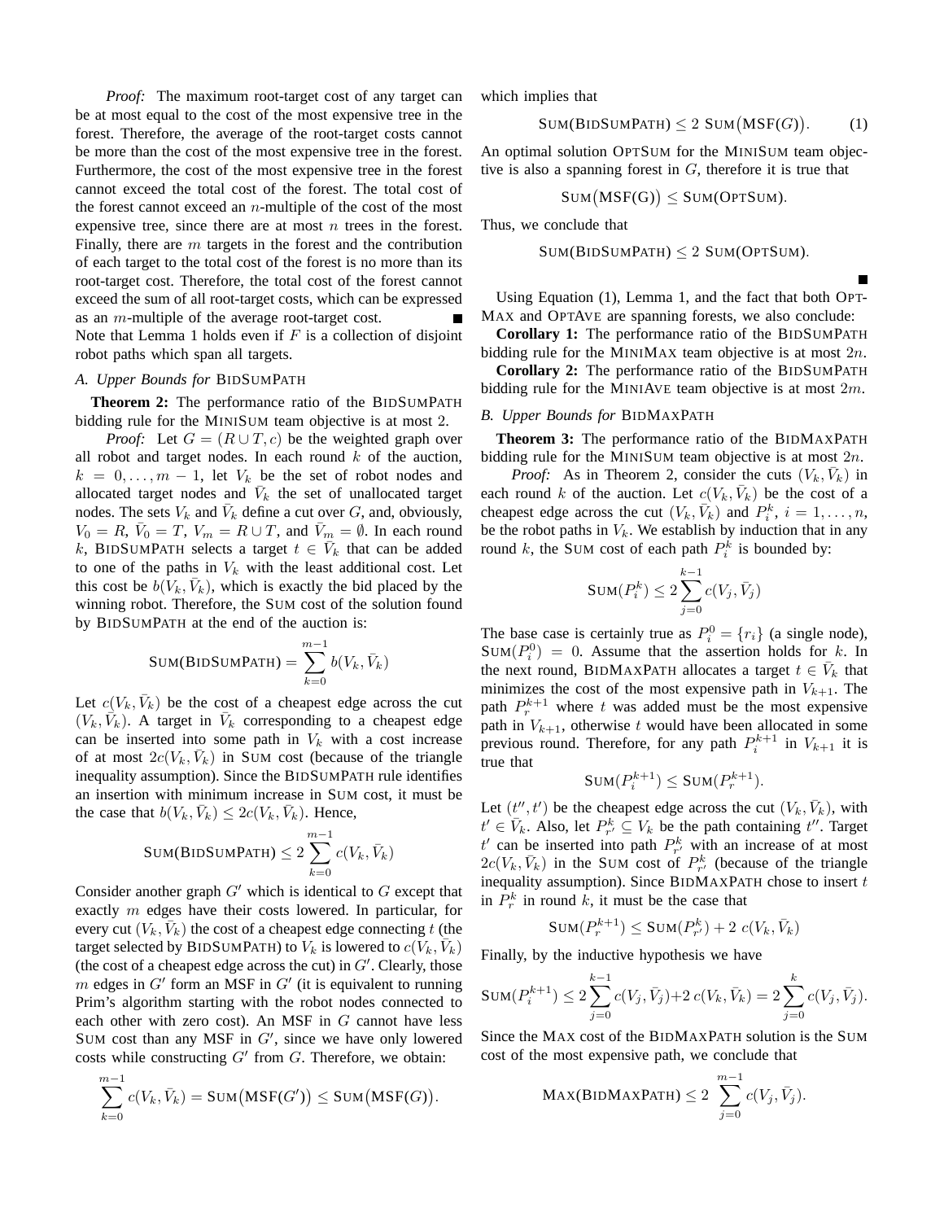*Proof:* The maximum root-target cost of any target can be at most equal to the cost of the most expensive tree in the forest. Therefore, the average of the root-target costs cannot be more than the cost of the most expensive tree in the forest. Furthermore, the cost of the most expensive tree in the forest cannot exceed the total cost of the forest. The total cost of the forest cannot exceed an $n$-multiple of the cost of the most expensive tree, since there are at most $n$ trees in the forest. Finally, there are $m$ targets in the forest and the contribution of each target to the total cost of the forest is no more than its root-target cost. Therefore, the total cost of the forest cannot exceed the sum of all root-target costs, which can be expressed as an $m$-multiple of the average root-target cost. ∎

Note that Lemma 1 holds even if $F$ is a collection of disjoint robot paths which span all targets.

### *A. Upper Bounds for* BIDSUMPATH

**Theorem 2:** The performance ratio of the BIDSUMPATH bidding rule for the MINISUM team objective is at most 2.

*Proof:* Let $G = (R \cup T, c)$ be the weighted graph over all robot and target nodes. In each round $k$ of the auction, $k = 0, \ldots, m-1$, let $V_k$ be the set of robot nodes and allocated target nodes and $\bar{V}_k$ the set of unallocated target nodes. The sets $V_k$ and $\bar{V}_k$ define a cut over $G$, and, obviously, $V_0 = R$, $\bar{V}_0 = T$, $V_m = R \cup T$, and $\bar{V}_m = \emptyset$. In each round $k$, BIDSUMPATH selects a target $t \in \bar{V}_k$ that can be added to one of the paths in $V_k$ with the least additional cost. Let this cost be $b(V_k, \bar{V}_k)$, which is exactly the bid placed by the winning robot. Therefore, the SUM cost of the solution found by BIDSUMPATH at the end of the auction is:

$$\text{SUM(BIDSUMPATH)} = \sum_{k=0}^{m-1} b(V_k, \bar{V}_k)$$

Let $c(V_k, \bar{V}_k)$ be the cost of a cheapest edge across the cut $(V_k, \bar{V}_k)$. A target in $\bar{V}_k$ corresponding to a cheapest edge can be inserted into some path in $V_k$ with a cost increase of at most $2c(V_k, \bar{V}_k)$ in SUM cost (because of the triangle inequality assumption). Since the BIDSUMPATH rule identifies an insertion with minimum increase in SUM cost, it must be the case that $b(V_k, \bar{V}_k) \leq 2c(V_k, \bar{V}_k)$. Hence,

$$\text{SUM(BIDSUMPATH)} \leq 2 \sum_{k=0}^{m-1} c(V_k, \bar{V}_k)$$

Consider another graph $G'$ which is identical to $G$ except that exactly $m$ edges have their costs lowered. In particular, for every cut $(V_k, \bar{V}_k)$ the cost of a cheapest edge connecting $t$ (the target selected by BIDSUMPATH) to $V_k$ is lowered to $c(V_k, \bar{V}_k)$ (the cost of a cheapest edge across the cut) in $G'$. Clearly, those $m$ edges in $G'$ form an MSF in $G'$ (it is equivalent to running Prim's algorithm starting with the robot nodes connected to each other with zero cost). An MSF in $G$ cannot have less SUM cost than any MSF in $G'$, since we have only lowered costs while constructing $G'$ from $G$. Therefore, we obtain:

$$\sum_{k=0}^{m-1} c(V_k, \bar{V}_k) = \text{SUM}\big(\text{MSF}(G')\big) \leq \text{SUM}\big(\text{MSF}(G)\big).$$

which implies that

$$\text{SUM(BIDSUMPATH)} \leq 2\ \text{SUM}\big(\text{MSF}(G)\big). \tag{1}$$

An optimal solution OPTSUM for the MINISUM team objective is also a spanning forest in $G$, therefore it is true that

$$\text{SUM}\big(\text{MSF(G)}\big) \leq \text{SUM(OPTSUM)}.$$

Thus, we conclude that

$$\text{SUM(BIDSUMPATH)} \leq 2\ \text{SUM(OPTSUM)}.$$

∎

Using Equation (1), Lemma 1, and the fact that both OPTMAX and OPTAVE are spanning forests, we also conclude:

**Corollary 1:** The performance ratio of the BIDSUMPATH bidding rule for the MINIMAX team objective is at most $2n$.

**Corollary 2:** The performance ratio of the BIDSUMPATH bidding rule for the MINIAVE team objective is at most $2m$.

### *B. Upper Bounds for* BIDMAXPATH

**Theorem 3:** The performance ratio of the BIDMAXPATH bidding rule for the MINISUM team objective is at most $2n$.

*Proof:* As in Theorem 2, consider the cuts $(V_k, \bar{V}_k)$ in each round $k$ of the auction. Let $c(V_k, \bar{V}_k)$ be the cost of a cheapest edge across the cut $(V_k, \bar{V}_k)$ and $P_i^k$, $i = 1, \ldots, n$, be the robot paths in $V_k$. We establish by induction that in any round $k$, the SUM cost of each path $P_i^k$ is bounded by:

$$\text{SUM}(P_i^k) \leq 2 \sum_{j=0}^{k-1} c(V_j, \bar{V}_j)$$

The base case is certainly true as $P_i^0 = \{r_i\}$ (a single node), $\text{SUM}(P_i^0) = 0$. Assume that the assertion holds for $k$. In the next round, BIDMAXPATH allocates a target $t \in \bar{V}_k$ that minimizes the cost of the most expensive path in $V_{k+1}$. The path $P_r^{k+1}$ where $t$ was added must be the most expensive path in $V_{k+1}$, otherwise $t$ would have been allocated in some previous round. Therefore, for any path $P_i^{k+1}$ in $V_{k+1}$ it is true that

$$\text{SUM}(P_i^{k+1}) \leq \text{SUM}(P_r^{k+1}).$$

Let $(t'', t')$ be the cheapest edge across the cut $(V_k, \bar{V}_k)$, with $t' \in \bar{V}_k$. Also, let $P_{r'}^k \subseteq V_k$ be the path containing $t''$. Target $t'$ can be inserted into path $P_{r'}^k$ with an increase of at most $2c(V_k, \bar{V}_k)$ in the SUM cost of $P_{r'}^k$ (because of the triangle inequality assumption). Since BIDMAXPATH chose to insert $t$ in $P_r^k$ in round $k$, it must be the case that

$$\text{SUM}(P_r^{k+1}) \leq \text{SUM}(P_{r'}^k) + 2\ c(V_k, \bar{V}_k)$$

Finally, by the inductive hypothesis we have

$$\text{SUM}(P_i^{k+1}) \leq 2 \sum_{j=0}^{k-1} c(V_j, \bar{V}_j) + 2\ c(V_k, \bar{V}_k) = 2 \sum_{j=0}^{k} c(V_j, \bar{V}_j).$$

Since the MAX cost of the BIDMAXPATH solution is the SUM cost of the most expensive path, we conclude that

$$\text{MAX(BIDMAXPATH)} \leq 2\ \sum_{j=0}^{m-1} c(V_j, \bar{V}_j).$$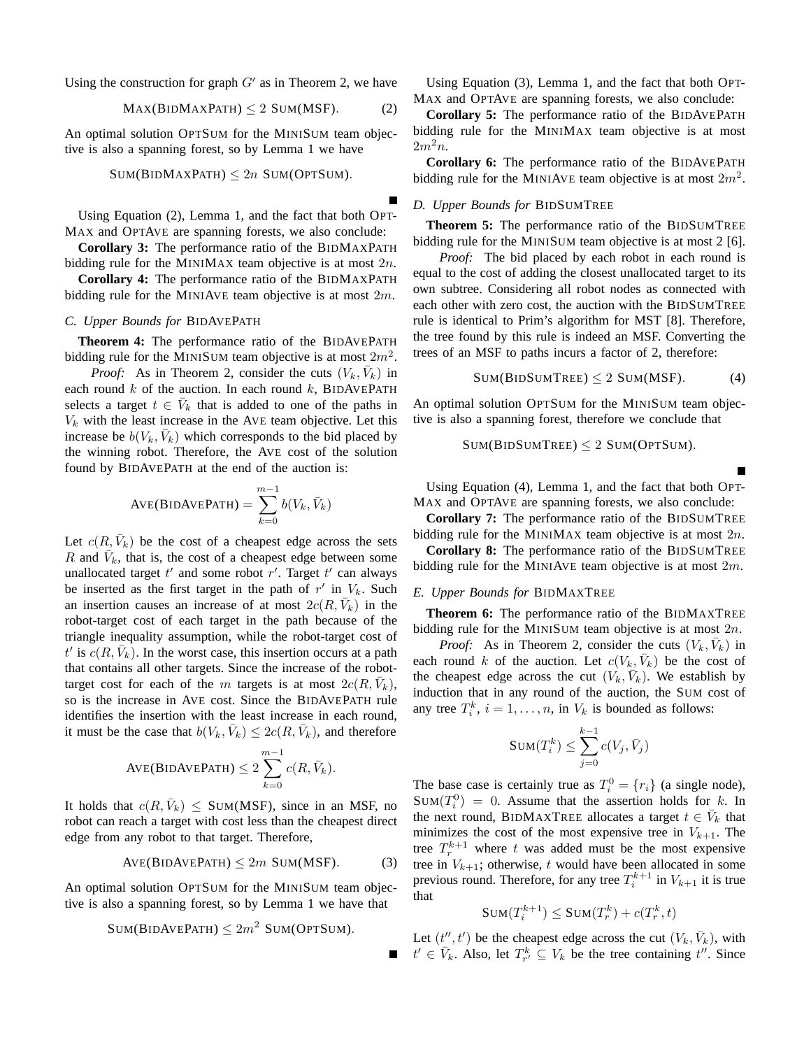Using the construction for graph $G'$ as in Theorem 2, we have

$$\text{MAX}(\text{BIDMAXPATH}) \leq 2\ \text{SUM}(\text{MSF}). \tag{2}$$

An optimal solution OPTSUM for the MINISUM team objective is also a spanning forest, so by Lemma 1 we have

$$\text{SUM}(\text{BIDMAXPATH}) \leq 2n\ \text{SUM}(\text{OPTSUM}).$$

∎

Using Equation (2), Lemma 1, and the fact that both OPTMAX and OPTAVE are spanning forests, we also conclude:

**Corollary 3:** The performance ratio of the BIDMAXPATH bidding rule for the MINIMAX team objective is at most $2n$.

**Corollary 4:** The performance ratio of the BIDMAXPATH bidding rule for the MINIAVE team objective is at most $2m$.

### C. Upper Bounds for BIDAVEPATH

**Theorem 4:** The performance ratio of the BIDAVEPATH bidding rule for the MINISUM team objective is at most $2m^2$.

*Proof:* As in Theorem 2, consider the cuts $(V_k, \bar{V}_k)$ in each round $k$ of the auction. In each round $k$, BIDAVEPATH selects a target $t \in \bar{V}_k$ that is added to one of the paths in $V_k$ with the least increase in the AVE team objective. Let this increase be $b(V_k, \bar{V}_k)$ which corresponds to the bid placed by the winning robot. Therefore, the AVE cost of the solution found by BIDAVEPATH at the end of the auction is:

$$\text{AVE}(\text{BIDAVEPATH}) = \sum_{k=0}^{m-1} b(V_k, \bar{V}_k)$$

Let $c(R, \bar{V}_k)$ be the cost of a cheapest edge across the sets $R$ and $\bar{V}_k$, that is, the cost of a cheapest edge between some unallocated target $t'$ and some robot $r'$. Target $t'$ can always be inserted as the first target in the path of $r'$ in $V_k$. Such an insertion causes an increase of at most $2c(R, \bar{V}_k)$ in the robot-target cost of each target in the path because of the triangle inequality assumption, while the robot-target cost of $t'$ is $c(R, \bar{V}_k)$. In the worst case, this insertion occurs at a path that contains all other targets. Since the increase of the robot-target cost for each of the $m$ targets is at most $2c(R, \bar{V}_k)$, so is the increase in AVE cost. Since the BIDAVEPATH rule identifies the insertion with the least increase in each round, it must be the case that $b(V_k, \bar{V}_k) \leq 2c(R, \bar{V}_k)$, and therefore

$$\text{AVE}(\text{BIDAVEPATH}) \leq 2 \sum_{k=0}^{m-1} c(R, \bar{V}_k).$$

It holds that $c(R, \bar{V}_k) \leq \text{SUM}(\text{MSF})$, since in an MSF, no robot can reach a target with cost less than the cheapest direct edge from any robot to that target. Therefore,

$$\text{AVE}(\text{BIDAVEPATH}) \leq 2m\ \text{SUM}(\text{MSF}). \tag{3}$$

An optimal solution OPTSUM for the MINISUM team objective is also a spanning forest, so by Lemma 1 we have that

$$\text{SUM}(\text{BIDAVEPATH}) \leq 2m^2\ \text{SUM}(\text{OPTSUM}).$$

∎

Using Equation (3), Lemma 1, and the fact that both OPTMAX and OPTAVE are spanning forests, we also conclude:

**Corollary 5:** The performance ratio of the BIDAVEPATH bidding rule for the MINIMAX team objective is at most $2m^2n$.

**Corollary 6:** The performance ratio of the BIDAVEPATH bidding rule for the MINIAVE team objective is at most $2m^2$.

### D. Upper Bounds for BIDSUMTREE

**Theorem 5:** The performance ratio of the BIDSUMTREE bidding rule for the MINISUM team objective is at most 2 [6].

*Proof:* The bid placed by each robot in each round is equal to the cost of adding the closest unallocated target to its own subtree. Considering all robot nodes as connected with each other with zero cost, the auction with the BIDSUMTREE rule is identical to Prim's algorithm for MST [8]. Therefore, the tree found by this rule is indeed an MSF. Converting the trees of an MSF to paths incurs a factor of 2, therefore:

$$\text{SUM}(\text{BIDSUMTREE}) \leq 2\ \text{SUM}(\text{MSF}). \tag{4}$$

An optimal solution OPTSUM for the MINISUM team objective is also a spanning forest, therefore we conclude that

$$\text{SUM}(\text{BIDSUMTREE}) \leq 2\ \text{SUM}(\text{OPTSUM}).$$

∎

Using Equation (4), Lemma 1, and the fact that both OPTMAX and OPTAVE are spanning forests, we also conclude:

**Corollary 7:** The performance ratio of the BIDSUMTREE bidding rule for the MINIMAX team objective is at most $2n$.

**Corollary 8:** The performance ratio of the BIDSUMTREE bidding rule for the MINIAVE team objective is at most $2m$.

### E. Upper Bounds for BIDMAXTREE

**Theorem 6:** The performance ratio of the BIDMAXTREE bidding rule for the MINISUM team objective is at most $2n$.

*Proof:* As in Theorem 2, consider the cuts $(V_k, \bar{V}_k)$ in each round $k$ of the auction. Let $c(V_k, \bar{V}_k)$ be the cost of the cheapest edge across the cut $(V_k, \bar{V}_k)$. We establish by induction that in any round of the auction, the SUM cost of any tree $T_i^k$, $i = 1, \ldots, n$, in $V_k$ is bounded as follows:

$$\text{SUM}(T_i^k) \leq \sum_{j=0}^{k-1} c(V_j, \bar{V}_j)$$

The base case is certainly true as $T_i^0 = \{r_i\}$ (a single node), $\text{SUM}(T_i^0) = 0$. Assume that the assertion holds for $k$. In the next round, BIDMAXTREE allocates a target $t \in \bar{V}_k$ that minimizes the cost of the most expensive tree in $V_{k+1}$. The tree $T_r^{k+1}$ where $t$ was added must be the most expensive tree in $V_{k+1}$; otherwise, $t$ would have been allocated in some previous round. Therefore, for any tree $T_i^{k+1}$ in $V_{k+1}$ it is true that

$$\text{SUM}(T_i^{k+1}) \leq \text{SUM}(T_r^k) + c(T_r^k, t)$$

Let $(t'', t')$ be the cheapest edge across the cut $(V_k, \bar{V}_k)$, with $t' \in \bar{V}_k$. Also, let $T_{r'}^k \subseteq V_k$ be the tree containing $t''$. Since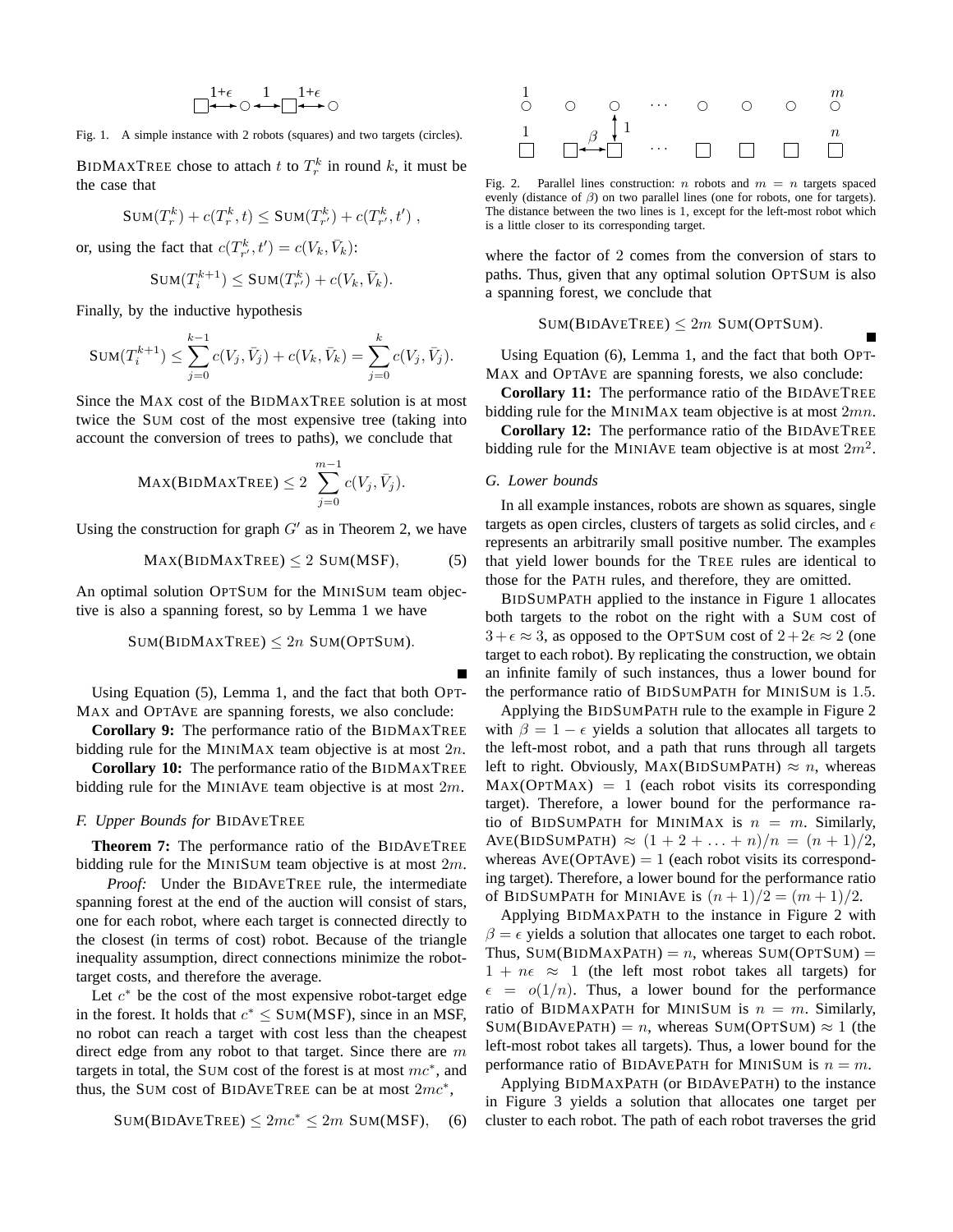Fig. 1. A simple instance with 2 robots (squares) and two targets (circles).

BIDMAXTREE chose to attach $t$ to $T_r^k$ in round $k$, it must be the case that

$$\text{SUM}(T_r^k) + c(T_r^k, t) \leq \text{SUM}(T_{r'}^k) + c(T_{r'}^k, t') ,$$

or, using the fact that $c(T_{r'}^k, t') = c(V_k, \bar{V}_k)$:

$$\text{SUM}(T_i^{k+1}) \leq \text{SUM}(T_{r'}^k) + c(V_k, \bar{V}_k).$$

Finally, by the inductive hypothesis

$$\text{SUM}(T_i^{k+1}) \leq \sum_{j=0}^{k-1} c(V_j, \bar{V}_j) + c(V_k, \bar{V}_k) = \sum_{j=0}^{k} c(V_j, \bar{V}_j).$$

Since the MAX cost of the BIDMAXTREE solution is at most twice the SUM cost of the most expensive tree (taking into account the conversion of trees to paths), we conclude that

$$\text{MAX(BIDMAXTREE)} \leq 2 \sum_{j=0}^{m-1} c(V_j, \bar{V}_j).$$

Using the construction for graph $G'$ as in Theorem 2, we have

$$\text{MAX(BIDMAXTREE)} \leq 2 \text{ SUM(MSF)}, \qquad (5)$$

An optimal solution OPTSUM for the MINISUM team objective is also a spanning forest, so by Lemma 1 we have

$$\text{SUM(BIDMAXTREE)} \leq 2n \text{ SUM(OPTSUM)}.$$

■

Using Equation (5), Lemma 1, and the fact that both OPTMAX and OPTAVE are spanning forests, we also conclude:

**Corollary 9:** The performance ratio of the BIDMAXTREE bidding rule for the MINIMAX team objective is at most $2n$.

**Corollary 10:** The performance ratio of the BIDMAXTREE bidding rule for the MINIAVE team objective is at most $2m$.

### F. Upper Bounds for BIDAVETREE

**Theorem 7:** The performance ratio of the BIDAVETREE bidding rule for the MINISUM team objective is at most $2m$.

*Proof:* Under the BIDAVETREE rule, the intermediate spanning forest at the end of the auction will consist of stars, one for each robot, where each target is connected directly to the closest (in terms of cost) robot. Because of the triangle inequality assumption, direct connections minimize the robot-target costs, and therefore the average.

Let $c^*$ be the cost of the most expensive robot-target edge in the forest. It holds that $c^* \leq \text{SUM(MSF)}$, since in an MSF, no robot can reach a target with cost less than the cheapest direct edge from any robot to that target. Since there are $m$ targets in total, the SUM cost of the forest is at most $mc^*$, and thus, the SUM cost of BIDAVETREE can be at most $2mc^*$,

$$\text{SUM(BIDAVETREE)} \leq 2mc^* \leq 2m \text{ SUM(MSF)}, \qquad (6)$$

Fig. 2. Parallel lines construction: $n$ robots and $m = n$ targets spaced evenly (distance of $\beta$) on two parallel lines (one for robots, one for targets). The distance between the two lines is 1, except for the left-most robot which is a little closer to its corresponding target.

where the factor of 2 comes from the conversion of stars to paths. Thus, given that any optimal solution OPTSUM is also a spanning forest, we conclude that

$$\text{SUM(BIDAVETREE)} \leq 2m \text{ SUM(OPTSUM)}.$$

■

Using Equation (6), Lemma 1, and the fact that both OPTMAX and OPTAVE are spanning forests, we also conclude:

**Corollary 11:** The performance ratio of the BIDAVETREE bidding rule for the MINIMAX team objective is at most $2mn$.

**Corollary 12:** The performance ratio of the BIDAVETREE bidding rule for the MINIAVE team objective is at most $2m^2$.

### G. Lower bounds

In all example instances, robots are shown as squares, single targets as open circles, clusters of targets as solid circles, and $\epsilon$ represents an arbitrarily small positive number. The examples that yield lower bounds for the TREE rules are identical to those for the PATH rules, and therefore, they are omitted.

BIDSUMPATH applied to the instance in Figure 1 allocates both targets to the robot on the right with a SUM cost of $3+\epsilon \approx 3$, as opposed to the OPTSUM cost of $2+2\epsilon \approx 2$ (one target to each robot). By replicating the construction, we obtain an infinite family of such instances, thus a lower bound for the performance ratio of BIDSUMPATH for MINISUM is 1.5.

Applying the BIDSUMPATH rule to the example in Figure 2 with $\beta = 1 - \epsilon$ yields a solution that allocates all targets to the left-most robot, and a path that runs through all targets left to right. Obviously, $\text{MAX(BIDSUMPATH)} \approx n$, whereas $\text{MAX(OPTMAX)} = 1$ (each robot visits its corresponding target). Therefore, a lower bound for the performance ratio of BIDSUMPATH for MINIMAX is $n = m$. Similarly, $\text{AVE(BIDSUMPATH)} \approx (1 + 2 + \ldots + n)/n = (n+1)/2$, whereas $\text{AVE(OPTAVE)} = 1$ (each robot visits its corresponding target). Therefore, a lower bound for the performance ratio of BIDSUMPATH for MINIAVE is $(n+1)/2 = (m+1)/2$.

Applying BIDMAXPATH to the instance in Figure 2 with $\beta = \epsilon$ yields a solution that allocates one target to each robot. Thus, $\text{SUM(BIDMAXPATH)} = n$, whereas $\text{SUM(OPTSUM)} = 1 + n\epsilon \approx 1$ (the left most robot takes all targets) for $\epsilon = o(1/n)$. Thus, a lower bound for the performance ratio of BIDMAXPATH for MINISUM is $n = m$. Similarly, $\text{SUM(BIDAVEPATH)} = n$, whereas $\text{SUM(OPTSUM)} \approx 1$ (the left-most robot takes all targets). Thus, a lower bound for the performance ratio of BIDAVEPATH for MINISUM is $n = m$.

Applying BIDMAXPATH (or BIDAVEPATH) to the instance in Figure 3 yields a solution that allocates one target per cluster to each robot. The path of each robot traverses the grid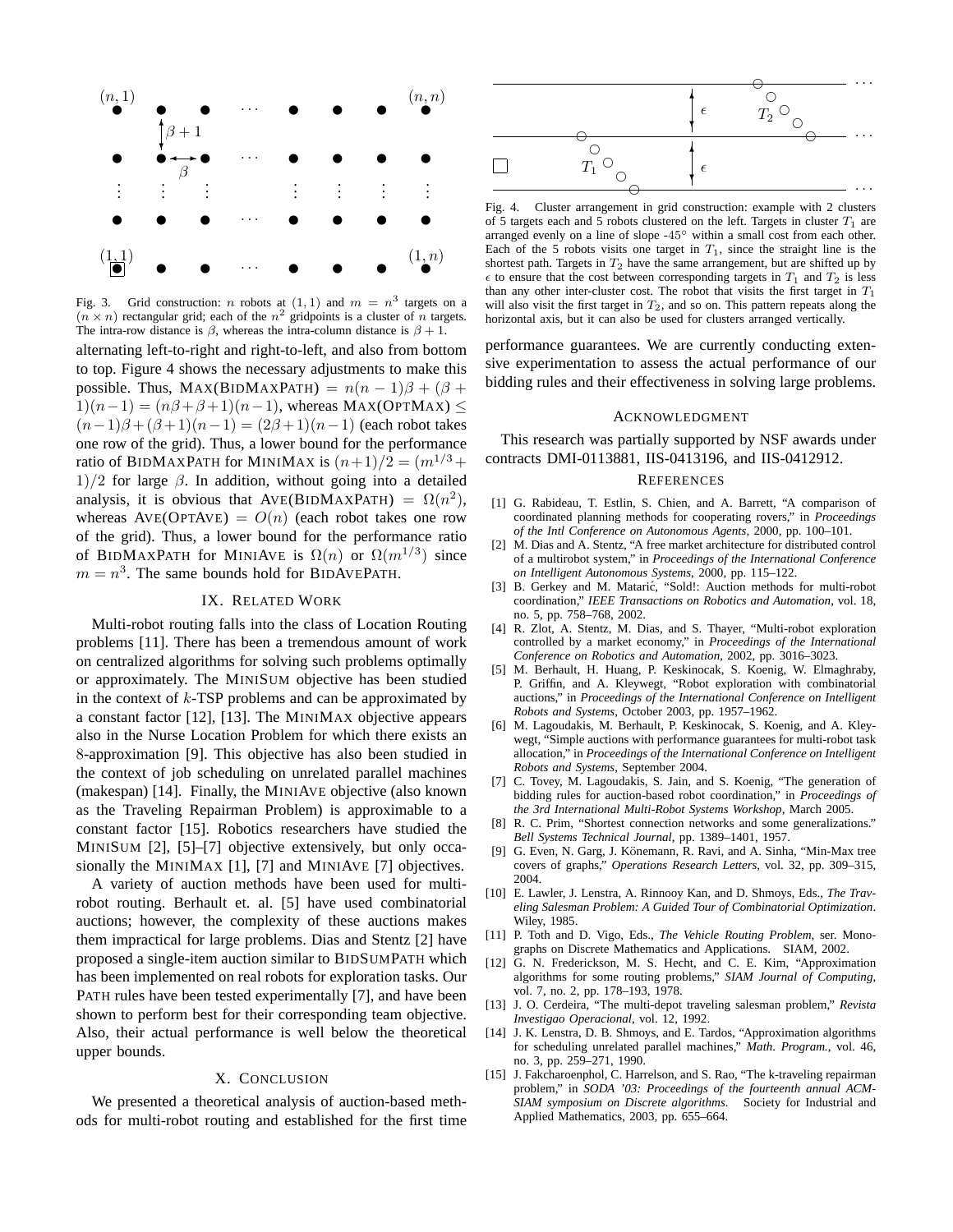(n, 1)

(n, n)

$\beta + 1$

$\beta$

(1, 1)

(1, n)

Fig. 3. Grid construction: $n$ robots at $(1,1)$ and $m = n^3$ targets on a $(n \times n)$ rectangular grid; each of the $n^2$ gridpoints is a cluster of $n$ targets. The intra-row distance is $\beta$, whereas the intra-column distance is $\beta + 1$.

alternating left-to-right and right-to-left, and also from bottom to top. Figure 4 shows the necessary adjustments to make this possible. Thus, MAX(BIDMAXPATH) $= n(n-1)\beta + (\beta + 1)(n-1) = (n\beta + \beta + 1)(n-1)$, whereas MAX(OPTMAX) $\leq (n-1)\beta + (\beta+1)(n-1) = (2\beta+1)(n-1)$ (each robot takes one row of the grid). Thus, a lower bound for the performance ratio of BIDMAXPATH for MINIMAX is $(n+1)/2 = (m^{1/3} + 1)/2$ for large $\beta$. In addition, without going into a detailed analysis, it is obvious that AVE(BIDMAXPATH) $= \Omega(n^2)$, whereas AVE(OPTAVE) $= O(n)$ (each robot takes one row of the grid). Thus, a lower bound for the performance ratio of BIDMAXPATH for MINIAVE is $\Omega(n)$ or $\Omega(m^{1/3})$ since $m = n^3$. The same bounds hold for BIDAVEPATH.

## IX. Related Work

Multi-robot routing falls into the class of Location Routing problems [11]. There has been a tremendous amount of work on centralized algorithms for solving such problems optimally or approximately. The MINISUM objective has been studied in the context of $k$-TSP problems and can be approximated by a constant factor [12], [13]. The MINIMAX objective appears also in the Nurse Location Problem for which there exists an 8-approximation [9]. This objective has also been studied in the context of job scheduling on unrelated parallel machines (makespan) [14]. Finally, the MINIAVE objective (also known as the Traveling Repairman Problem) is approximable to a constant factor [15]. Robotics researchers have studied the MINISUM [2], [5]–[7] objective extensively, but only occasionally the MINIMAX [1], [7] and MINIAVE [7] objectives.

A variety of auction methods have been used for multi-robot routing. Berhault et. al. [5] have used combinatorial auctions; however, the complexity of these auctions makes them impractical for large problems. Dias and Stentz [2] have proposed a single-item auction similar to BIDSUMPATH which has been implemented on real robots for exploration tasks. Our PATH rules have been tested experimentally [7], and have been shown to perform best for their corresponding team objective. Also, their actual performance is well below the theoretical upper bounds.

## X. Conclusion

We presented a theoretical analysis of auction-based methods for multi-robot routing and established for the first time performance guarantees. We are currently conducting extensive experimentation to assess the actual performance of our bidding rules and their effectiveness in solving large problems.

$\epsilon$

$T_2$

$T_1$

$\epsilon$

Fig. 4. Cluster arrangement in grid construction: example with 2 clusters of 5 targets each and 5 robots clustered on the left. Targets in cluster $T_1$ are arranged evenly on a line of slope -45° within a small cost from each other. Each of the 5 robots visits one target in $T_1$, since the straight line is the shortest path. Targets in $T_2$ have the same arrangement, but are shifted up by $\epsilon$ to ensure that the cost between corresponding targets in $T_1$ and $T_2$ is less than any other inter-cluster cost. The robot that visits the first target in $T_1$ will also visit the first target in $T_2$, and so on. This pattern repeats along the horizontal axis, but it can also be used for clusters arranged vertically.

## Acknowledgment

This research was partially supported by NSF awards under contracts DMI-0113881, IIS-0413196, and IIS-0412912.

## References

[1] G. Rabideau, T. Estlin, S. Chien, and A. Barrett, "A comparison of coordinated planning methods for cooperating rovers," in *Proceedings of the Intl Conference on Autonomous Agents*, 2000, pp. 100–101.

[2] M. Dias and A. Stentz, "A free market architecture for distributed control of a multirobot system," in *Proceedings of the International Conference on Intelligent Autonomous Systems*, 2000, pp. 115–122.

[3] B. Gerkey and M. Matarić, "Sold!: Auction methods for multi-robot coordination," *IEEE Transactions on Robotics and Automation*, vol. 18, no. 5, pp. 758–768, 2002.

[4] R. Zlot, A. Stentz, M. Dias, and S. Thayer, "Multi-robot exploration controlled by a market economy," in *Proceedings of the International Conference on Robotics and Automation*, 2002, pp. 3016–3023.

[5] M. Berhault, H. Huang, P. Keskinocak, S. Koenig, W. Elmaghraby, P. Griffin, and A. Kleywegt, "Robot exploration with combinatorial auctions," in *Proceedings of the International Conference on Intelligent Robots and Systems*, October 2003, pp. 1957–1962.

[6] M. Lagoudakis, M. Berhault, P. Keskinocak, S. Koenig, and A. Kleywegt, "Simple auctions with performance guarantees for multi-robot task allocation," in *Proceedings of the International Conference on Intelligent Robots and Systems*, September 2004.

[7] C. Tovey, M. Lagoudakis, S. Jain, and S. Koenig, "The generation of bidding rules for auction-based robot coordination," in *Proceedings of the 3rd International Multi-Robot Systems Workshop*, March 2005.

[8] R. C. Prim, "Shortest connection networks and some generalizations." *Bell Systems Technical Journal*, pp. 1389–1401, 1957.

[9] G. Even, N. Garg, J. Könemann, R. Ravi, and A. Sinha, "Min-Max tree covers of graphs," *Operations Research Letters*, vol. 32, pp. 309–315, 2004.

[10] E. Lawler, J. Lenstra, A. Rinnooy Kan, and D. Shmoys, Eds., *The Traveling Salesman Problem: A Guided Tour of Combinatorial Optimization*. Wiley, 1985.

[11] P. Toth and D. Vigo, Eds., *The Vehicle Routing Problem*, ser. Monographs on Discrete Mathematics and Applications. SIAM, 2002.

[12] G. N. Frederickson, M. S. Hecht, and C. E. Kim, "Approximation algorithms for some routing problems," *SIAM Journal of Computing*, vol. 7, no. 2, pp. 178–193, 1978.

[13] J. O. Cerdeira, "The multi-depot traveling salesman problem," *Revista Investigao Operacional*, vol. 12, 1992.

[14] J. K. Lenstra, D. B. Shmoys, and E. Tardos, "Approximation algorithms for scheduling unrelated parallel machines," *Math. Program.*, vol. 46, no. 3, pp. 259–271, 1990.

[15] J. Fakcharoenphol, C. Harrelson, and S. Rao, "The k-traveling repairman problem," in *SODA '03: Proceedings of the fourteenth annual ACM-SIAM symposium on Discrete algorithms*. Society for Industrial and Applied Mathematics, 2003, pp. 655–664.